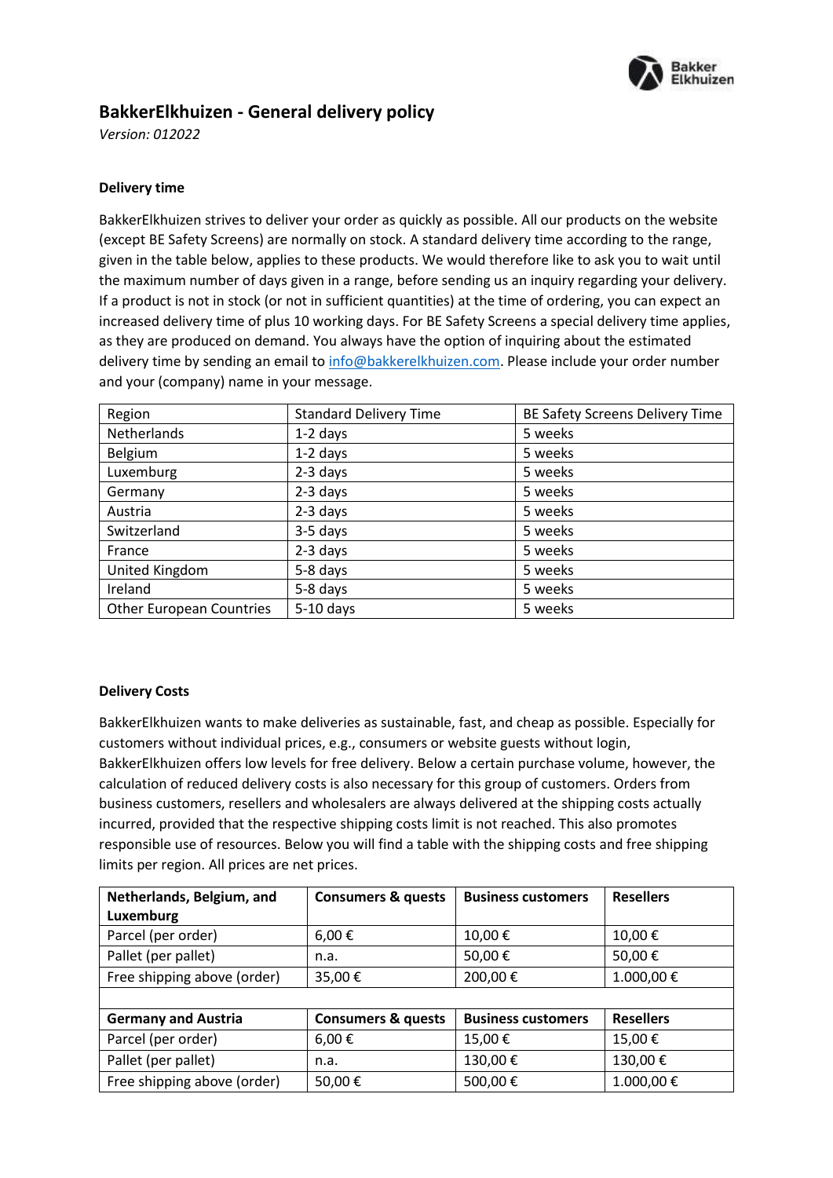# BakkerElkhuizen - General delivery policy

*Version: 012022*

### Delivery time

BakkerElkhuizen strives to deliver your order as quickly as possible. All our products on the website (except BE Safety Screens) are normally on stock. A standard delivery time according to the range, given in the table below, applies to these products. We would therefore like to ask you to wait until the maximum number of days given in a range, before sending us an inquiry regarding your delivery. If a product is not in stock (or not in sufficient quantities) at the time of ordering, you can expect an increased delivery time of plus 10 working days. For BE Safety Screens a special delivery time applies, as they are produced on demand. You always have the option of inquiring about the estimated delivery time by sending an email to info@bakkerelkhuizen.com. Please include your order number and your (company) name in your message.

| Region | Standard Delivery Time | BE Safety Screens Delivery Time |
|---|---|---|
| Netherlands | 1-2 days | 5 weeks |
| Belgium | 1-2 days | 5 weeks |
| Luxemburg | 2-3 days | 5 weeks |
| Germany | 2-3 days | 5 weeks |
| Austria | 2-3 days | 5 weeks |
| Switzerland | 3-5 days | 5 weeks |
| France | 2-3 days | 5 weeks |
| United Kingdom | 5-8 days | 5 weeks |
| Ireland | 5-8 days | 5 weeks |
| Other European Countries | 5-10 days | 5 weeks |

### Delivery Costs

BakkerElkhuizen wants to make deliveries as sustainable, fast, and cheap as possible. Especially for customers without individual prices, e.g., consumers or website guests without login, BakkerElkhuizen offers low levels for free delivery. Below a certain purchase volume, however, the calculation of reduced delivery costs is also necessary for this group of customers. Orders from business customers, resellers and wholesalers are always delivered at the shipping costs actually incurred, provided that the respective shipping costs limit is not reached. This also promotes responsible use of resources. Below you will find a table with the shipping costs and free shipping limits per region. All prices are net prices.

| **Netherlands, Belgium, and Luxemburg** | **Consumers & quests** | **Business customers** | **Resellers** |
|---|---|---|---|
| Parcel (per order) | 6,00 € | 10,00 € | 10,00 € |
| Pallet (per pallet) | n.a. | 50,00 € | 50,00 € |
| Free shipping above (order) | 35,00 € | 200,00 € | 1.000,00 € |
| | | | |
| **Germany and Austria** | **Consumers & quests** | **Business customers** | **Resellers** |
| Parcel (per order) | 6,00 € | 15,00 € | 15,00 € |
| Pallet (per pallet) | n.a. | 130,00 € | 130,00 € |
| Free shipping above (order) | 50,00 € | 500,00 € | 1.000,00 € |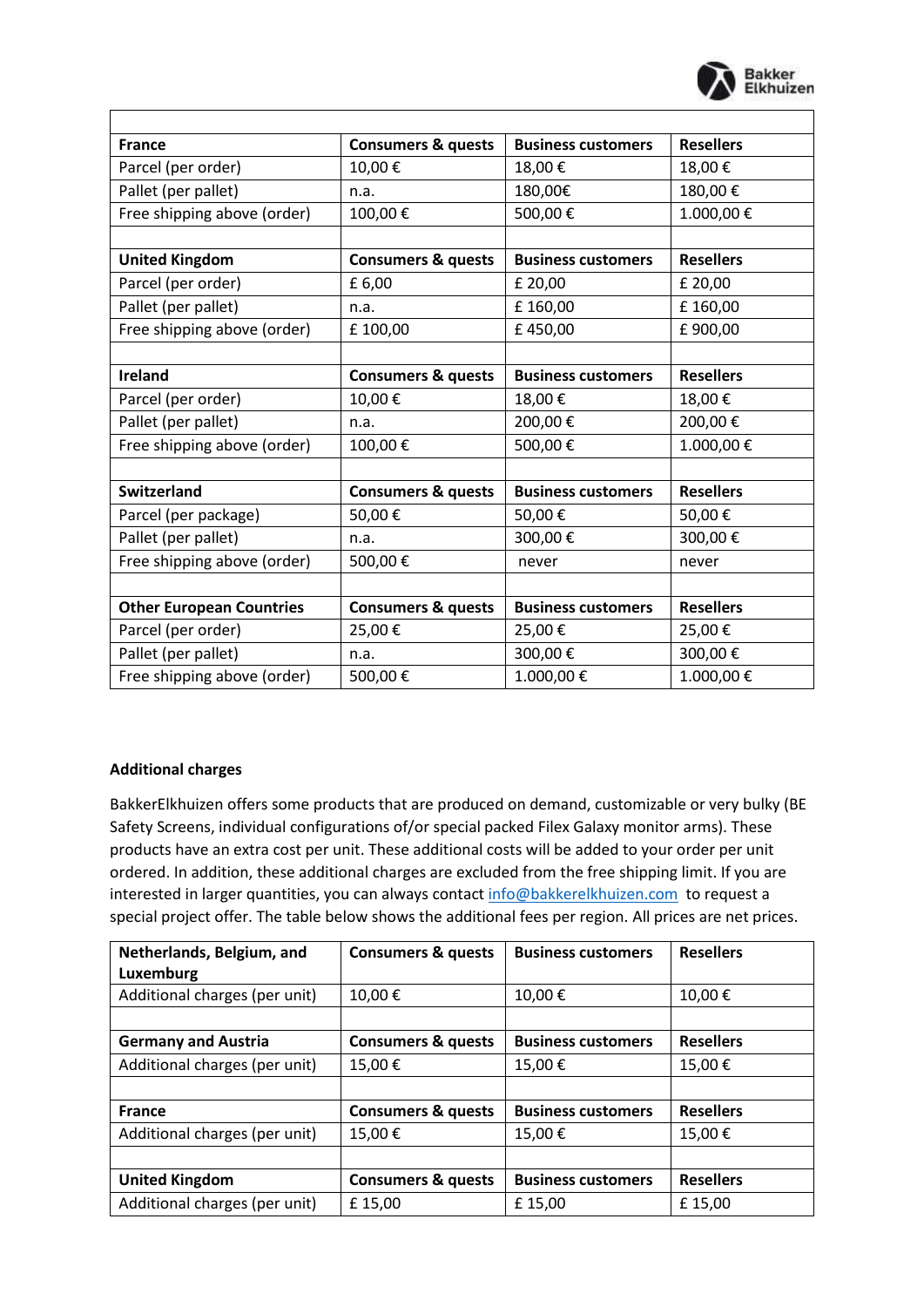| | | | |
|---|---|---|---|
| **France** | **Consumers & quests** | **Business customers** | **Resellers** |
| Parcel (per order) | 10,00 € | 18,00 € | 18,00 € |
| Pallet (per pallet) | n.a. | 180,00€ | 180,00 € |
| Free shipping above (order) | 100,00 € | 500,00 € | 1.000,00 € |
| | | | |
| **United Kingdom** | **Consumers & quests** | **Business customers** | **Resellers** |
| Parcel (per order) | £ 6,00 | £ 20,00 | £ 20,00 |
| Pallet (per pallet) | n.a. | £ 160,00 | £ 160,00 |
| Free shipping above (order) | £ 100,00 | £ 450,00 | £ 900,00 |
| | | | |
| **Ireland** | **Consumers & quests** | **Business customers** | **Resellers** |
| Parcel (per order) | 10,00 € | 18,00 € | 18,00 € |
| Pallet (per pallet) | n.a. | 200,00 € | 200,00 € |
| Free shipping above (order) | 100,00 € | 500,00 € | 1.000,00 € |
| | | | |
| **Switzerland** | **Consumers & quests** | **Business customers** | **Resellers** |
| Parcel (per package) | 50,00 € | 50,00 € | 50,00 € |
| Pallet (per pallet) | n.a. | 300,00 € | 300,00 € |
| Free shipping above (order) | 500,00 € | never | never |
| | | | |
| **Other European Countries** | **Consumers & quests** | **Business customers** | **Resellers** |
| Parcel (per order) | 25,00 € | 25,00 € | 25,00 € |
| Pallet (per pallet) | n.a. | 300,00 € | 300,00 € |
| Free shipping above (order) | 500,00 € | 1.000,00 € | 1.000,00 € |

**Additional charges**

BakkerElkhuizen offers some products that are produced on demand, customizable or very bulky (BE Safety Screens, individual configurations of/or special packed Filex Galaxy monitor arms). These products have an extra cost per unit. These additional costs will be added to your order per unit ordered. In addition, these additional charges are excluded from the free shipping limit. If you are interested in larger quantities, you can always contact info@bakkerelkhuizen.com to request a special project offer. The table below shows the additional fees per region. All prices are net prices.

| **Netherlands, Belgium, and Luxemburg** | **Consumers & quests** | **Business customers** | **Resellers** |
|---|---|---|---|
| Additional charges (per unit) | 10,00 € | 10,00 € | 10,00 € |
| | | | |
| **Germany and Austria** | **Consumers & quests** | **Business customers** | **Resellers** |
| Additional charges (per unit) | 15,00 € | 15,00 € | 15,00 € |
| | | | |
| **France** | **Consumers & quests** | **Business customers** | **Resellers** |
| Additional charges (per unit) | 15,00 € | 15,00 € | 15,00 € |
| | | | |
| **United Kingdom** | **Consumers & quests** | **Business customers** | **Resellers** |
| Additional charges (per unit) | £ 15,00 | £ 15,00 | £ 15,00 |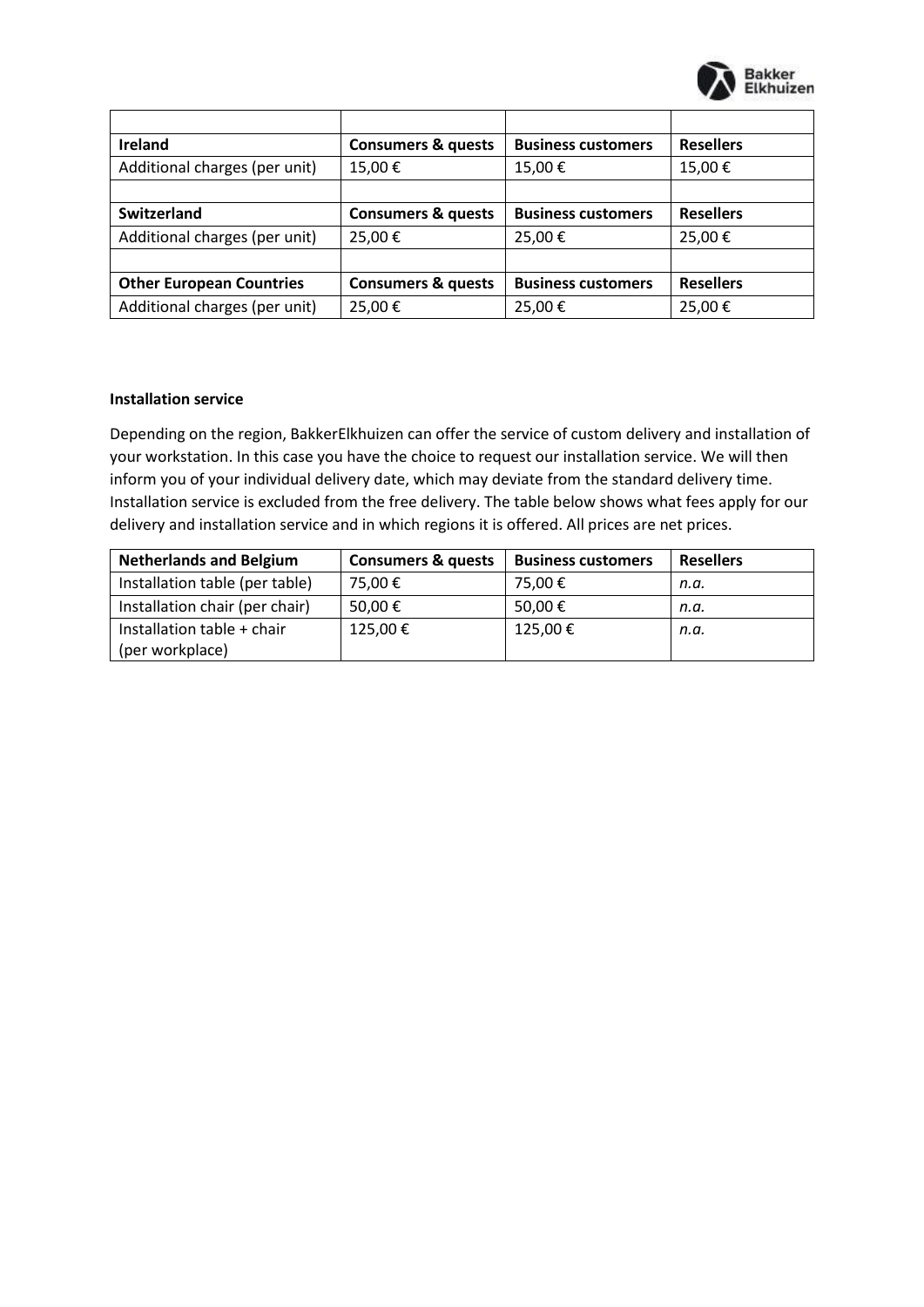| | | | |
|---|---|---|---|
| **Ireland** | **Consumers & quests** | **Business customers** | **Resellers** |
| Additional charges (per unit) | 15,00 € | 15,00 € | 15,00 € |
| | | | |
| **Switzerland** | **Consumers & quests** | **Business customers** | **Resellers** |
| Additional charges (per unit) | 25,00 € | 25,00 € | 25,00 € |
| | | | |
| **Other European Countries** | **Consumers & quests** | **Business customers** | **Resellers** |
| Additional charges (per unit) | 25,00 € | 25,00 € | 25,00 € |

**Installation service**

Depending on the region, BakkerElkhuizen can offer the service of custom delivery and installation of your workstation. In this case you have the choice to request our installation service. We will then inform you of your individual delivery date, which may deviate from the standard delivery time. Installation service is excluded from the free delivery. The table below shows what fees apply for our delivery and installation service and in which regions it is offered. All prices are net prices.

| **Netherlands and Belgium** | **Consumers & quests** | **Business customers** | **Resellers** |
|---|---|---|---|
| Installation table (per table) | 75,00 € | 75,00 € | *n.a.* |
| Installation chair (per chair) | 50,00 € | 50,00 € | *n.a.* |
| Installation table + chair (per workplace) | 125,00 € | 125,00 € | *n.a.* |